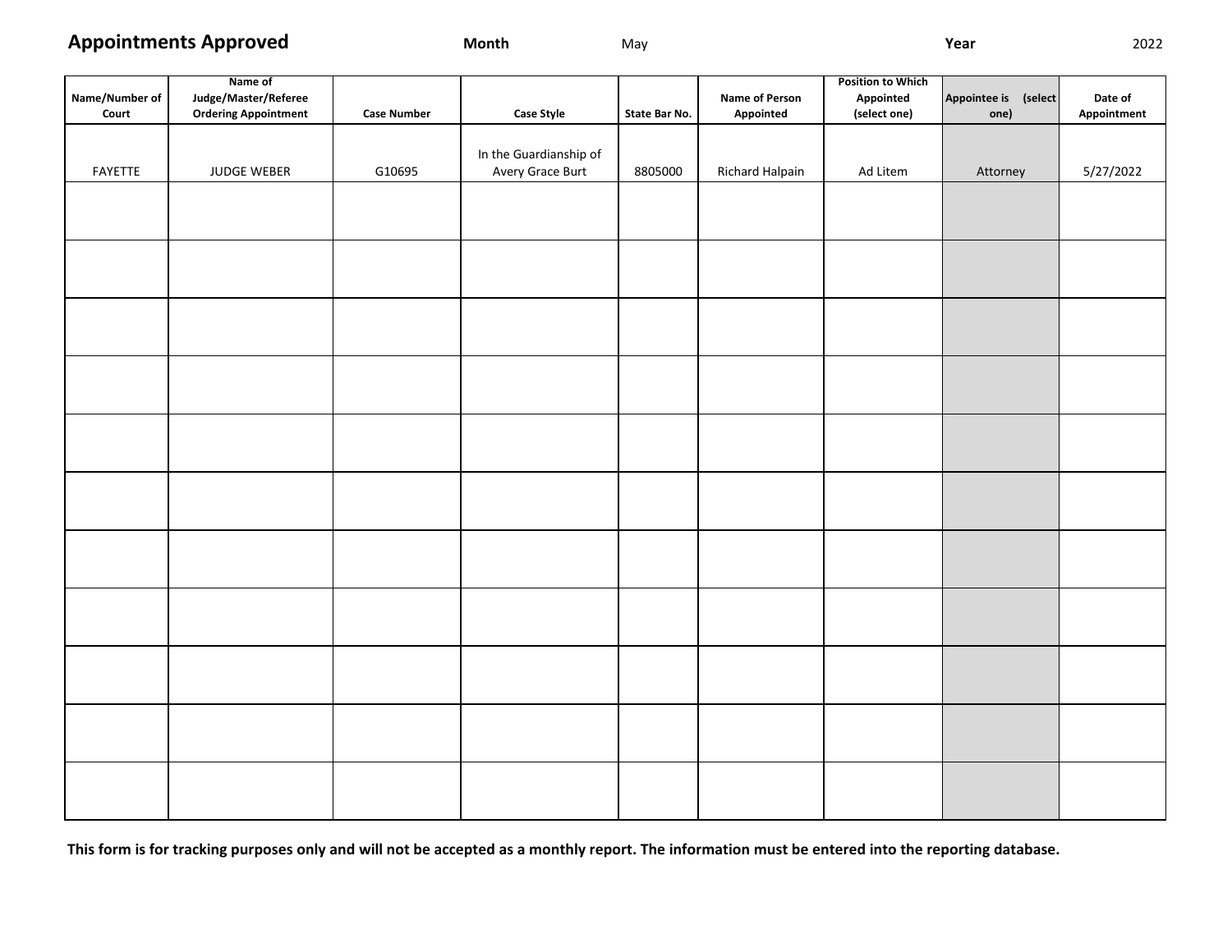# Appointments Approved

**Month** May **Year** 2022

| Name/Number of Court | Name of Judge/Master/Referee Ordering Appointment | Case Number | Case Style | State Bar No. | Name of Person Appointed | Position to Which Appointed (select one) | Appointee is (select one) | Date of Appointment |
|---|---|---|---|---|---|---|---|---|
| FAYETTE | JUDGE WEBER | G10695 | In the Guardianship of Avery Grace Burt | 8805000 | Richard Halpain | Ad Litem | Attorney | 5/27/2022 |
| | | | | | | | | |
| | | | | | | | | |
| | | | | | | | | |
| | | | | | | | | |
| | | | | | | | | |
| | | | | | | | | |
| | | | | | | | | |
| | | | | | | | | |
| | | | | | | | | |
| | | | | | | | | |
| | | | | | | | | |

**This form is for tracking purposes only and will not be accepted as a monthly report. The information must be entered into the reporting database.**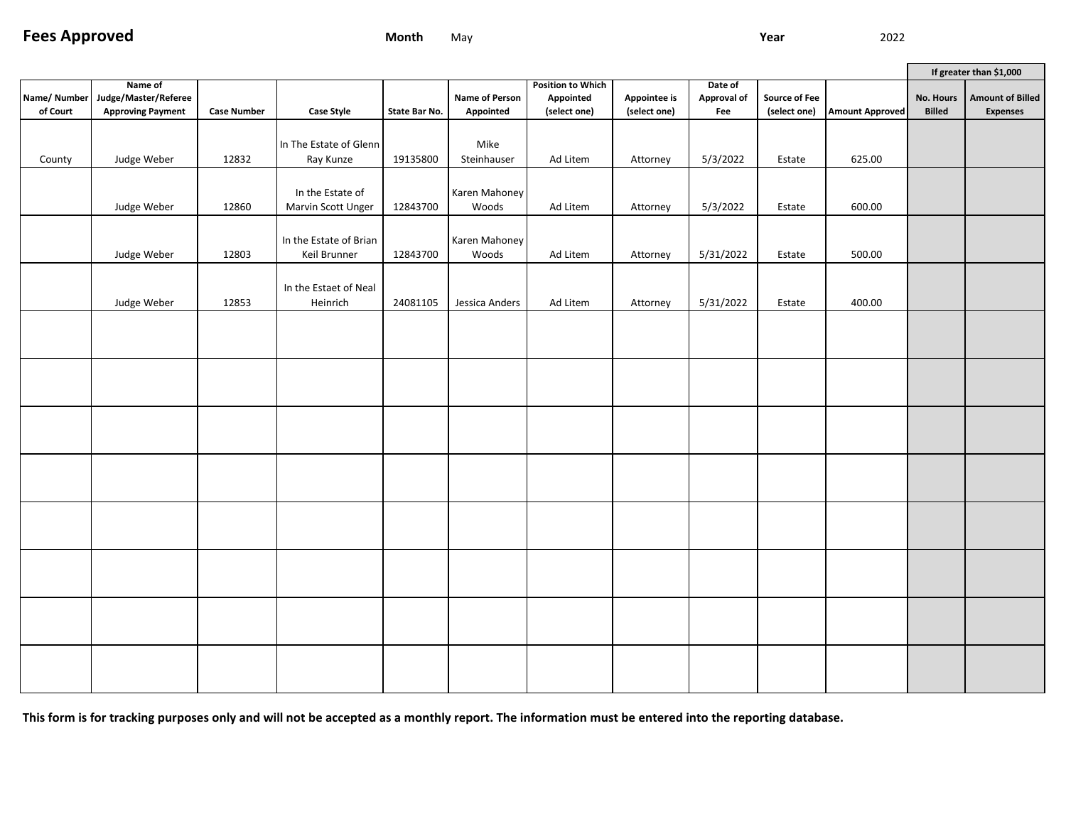# Fees Approved

**Month** May **Year** 2022

| Name/ Number of Court | Name of Judge/Master/Referee Approving Payment | Case Number | Case Style | State Bar No. | Name of Person Appointed | Position to Which Appointed (select one) | Appointee is (select one) | Date of Approval of Fee | Source of Fee (select one) | Amount Approved | If greater than $1,000 | |
|---|---|---|---|---|---|---|---|---|---|---|---|---|
| | | | | | | | | | | | No. Hours Billed | Amount of Billed Expenses |
| County | Judge Weber | 12832 | In The Estate of Glenn Ray Kunze | 19135800 | Mike Steinhauser | Ad Litem | Attorney | 5/3/2022 | Estate | 625.00 | | |
| | Judge Weber | 12860 | In the Estate of Marvin Scott Unger | 12843700 | Karen Mahoney Woods | Ad Litem | Attorney | 5/3/2022 | Estate | 600.00 | | |
| | Judge Weber | 12803 | In the Estate of Brian Keil Brunner | 12843700 | Karen Mahoney Woods | Ad Litem | Attorney | 5/31/2022 | Estate | 500.00 | | |
| | Judge Weber | 12853 | In the Estaet of Neal Heinrich | 24081105 | Jessica Anders | Ad Litem | Attorney | 5/31/2022 | Estate | 400.00 | | |
| | | | | | | | | | | | | |
| | | | | | | | | | | | | |
| | | | | | | | | | | | | |
| | | | | | | | | | | | | |
| | | | | | | | | | | | | |
| | | | | | | | | | | | | |
| | | | | | | | | | | | | |
| | | | | | | | | | | | | |

**This form is for tracking purposes only and will not be accepted as a monthly report. The information must be entered into the reporting database.**